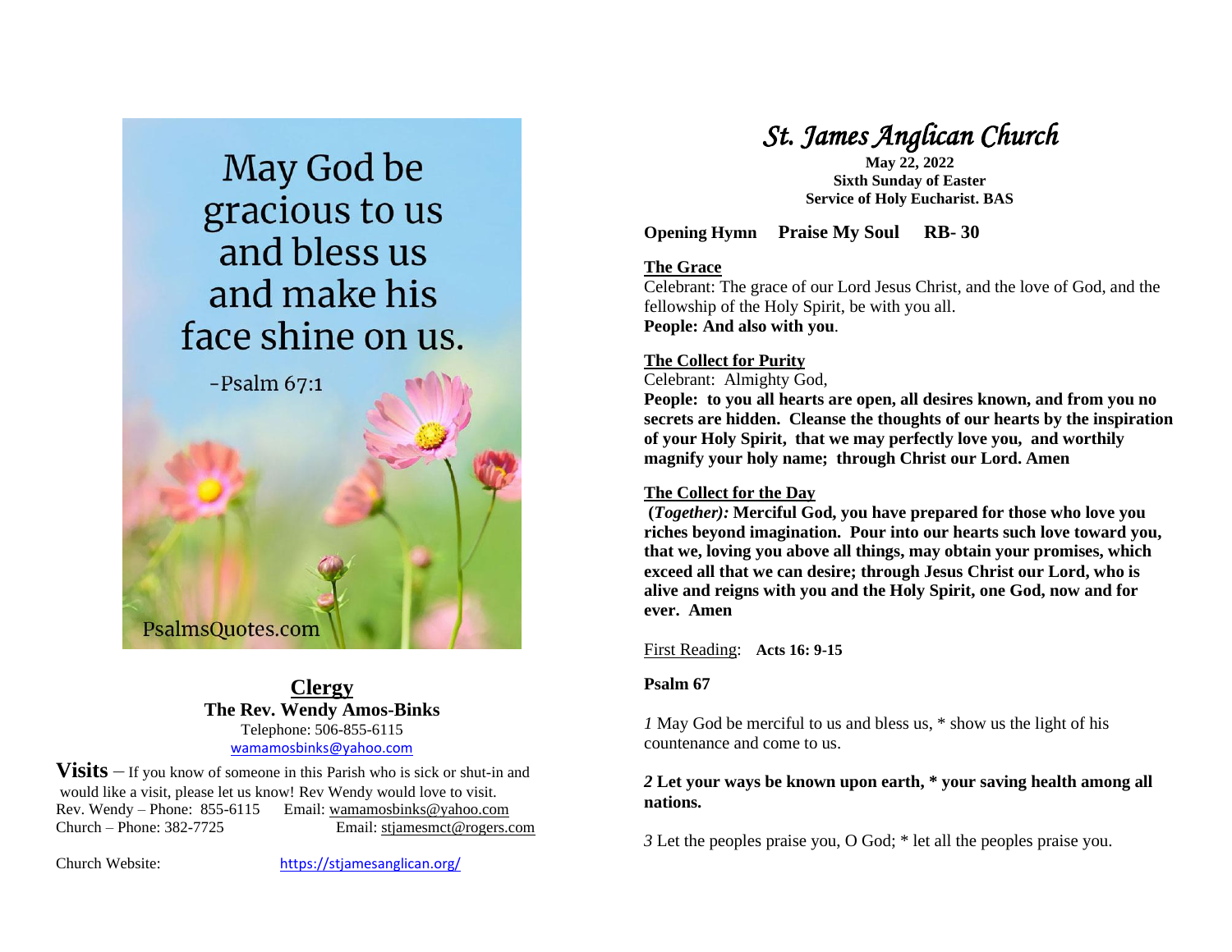May God be gracious to us and bless us and make his face shine on us.

-Psalm 67:1

PsalmsQuotes.com

## Clergy

**The Rev. Wendy Amos-Binks**
Telephone: 506-855-6115
wamamosbinks@yahoo.com

**Visits** – If you know of someone in this Parish who is sick or shut-in and would like a visit, please let us know! Rev Wendy would love to visit.
Rev. Wendy – Phone: 855-6115 Email: wamamosbinks@yahoo.com
Church – Phone: 382-7725 Email: stjamesmct@rogers.com

Church Website: https://stjamesanglican.org/

# *St. James Anglican Church*

**May 22, 2022**
**Sixth Sunday of Easter**
**Service of Holy Eucharist. BAS**

**Opening Hymn Praise My Soul RB- 30**

**The Grace**

Celebrant: The grace of our Lord Jesus Christ, and the love of God, and the fellowship of the Holy Spirit, be with you all.
**People: And also with you**.

**The Collect for Purity**

Celebrant: Almighty God,
**People: to you all hearts are open, all desires known, and from you no secrets are hidden. Cleanse the thoughts of our hearts by the inspiration of your Holy Spirit, that we may perfectly love you, and worthily magnify your holy name; through Christ our Lord. Amen**

**The Collect for the Day**

**(*Together):* Merciful God, you have prepared for those who love you riches beyond imagination. Pour into our hearts such love toward you, that we, loving you above all things, may obtain your promises, which exceed all that we can desire; through Jesus Christ our Lord, who is alive and reigns with you and the Holy Spirit, one God, now and for ever. Amen**

First Reading: **Acts 16: 9-15**

**Psalm 67**

*1* May God be merciful to us and bless us, * show us the light of his countenance and come to us.

***2* Let your ways be known upon earth, * your saving health among all nations.**

*3* Let the peoples praise you, O God; * let all the peoples praise you.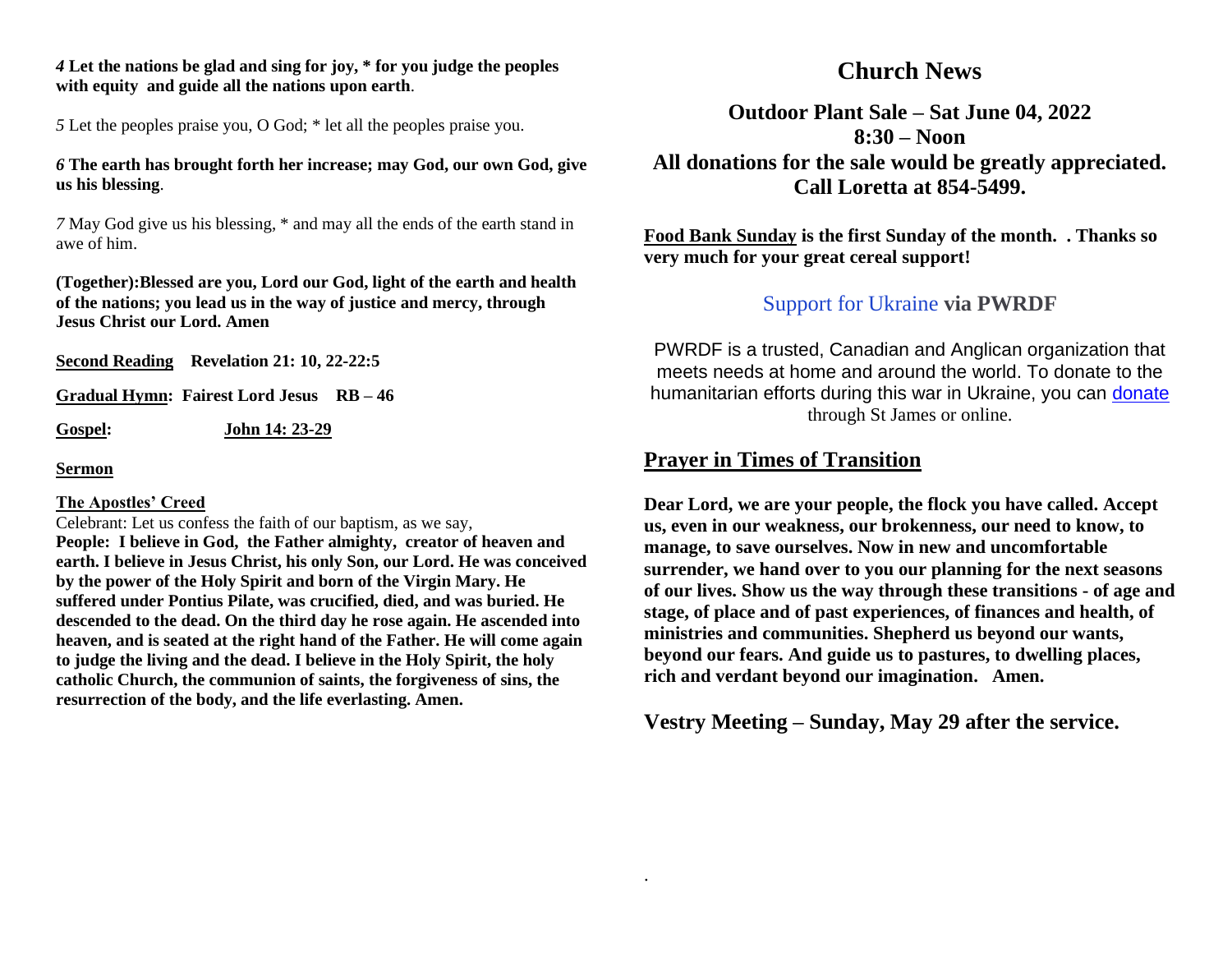*4* **Let the nations be glad and sing for joy, * for you judge the peoples with equity and guide all the nations upon earth**.

*5* Let the peoples praise you, O God; * let all the peoples praise you.

*6* **The earth has brought forth her increase; may God, our own God, give us his blessing**.

*7* May God give us his blessing, * and may all the ends of the earth stand in awe of him.

**(Together):Blessed are you, Lord our God, light of the earth and health of the nations; you lead us in the way of justice and mercy, through Jesus Christ our Lord. Amen**

**Second Reading** **Revelation 21: 10, 22-22:5**

**Gradual Hymn: Fairest Lord Jesus RB – 46**

**Gospel:** **John 14: 23-29**

**Sermon**

**The Apostles' Creed**

Celebrant: Let us confess the faith of our baptism, as we say,

**People: I believe in God, the Father almighty, creator of heaven and earth. I believe in Jesus Christ, his only Son, our Lord. He was conceived by the power of the Holy Spirit and born of the Virgin Mary. He suffered under Pontius Pilate, was crucified, died, and was buried. He descended to the dead. On the third day he rose again. He ascended into heaven, and is seated at the right hand of the Father. He will come again to judge the living and the dead. I believe in the Holy Spirit, the holy catholic Church, the communion of saints, the forgiveness of sins, the resurrection of the body, and the life everlasting. Amen.**

# Church News

## Outdoor Plant Sale – Sat June 04, 2022
## 8:30 – Noon
## All donations for the sale would be greatly appreciated. Call Loretta at 854-5499.

**Food Bank Sunday is the first Sunday of the month. . Thanks so very much for your great cereal support!**

## Support for Ukraine via PWRDF

PWRDF is a trusted, Canadian and Anglican organization that meets needs at home and around the world. To donate to the humanitarian efforts during this war in Ukraine, you can donate through St James or online.

## Prayer in Times of Transition

**Dear Lord, we are your people, the flock you have called. Accept us, even in our weakness, our brokenness, our need to know, to manage, to save ourselves. Now in new and uncomfortable surrender, we hand over to you our planning for the next seasons of our lives. Show us the way through these transitions - of age and stage, of place and of past experiences, of finances and health, of ministries and communities. Shepherd us beyond our wants, beyond our fears. And guide us to pastures, to dwelling places, rich and verdant beyond our imagination. Amen.**

## Vestry Meeting – Sunday, May 29 after the service.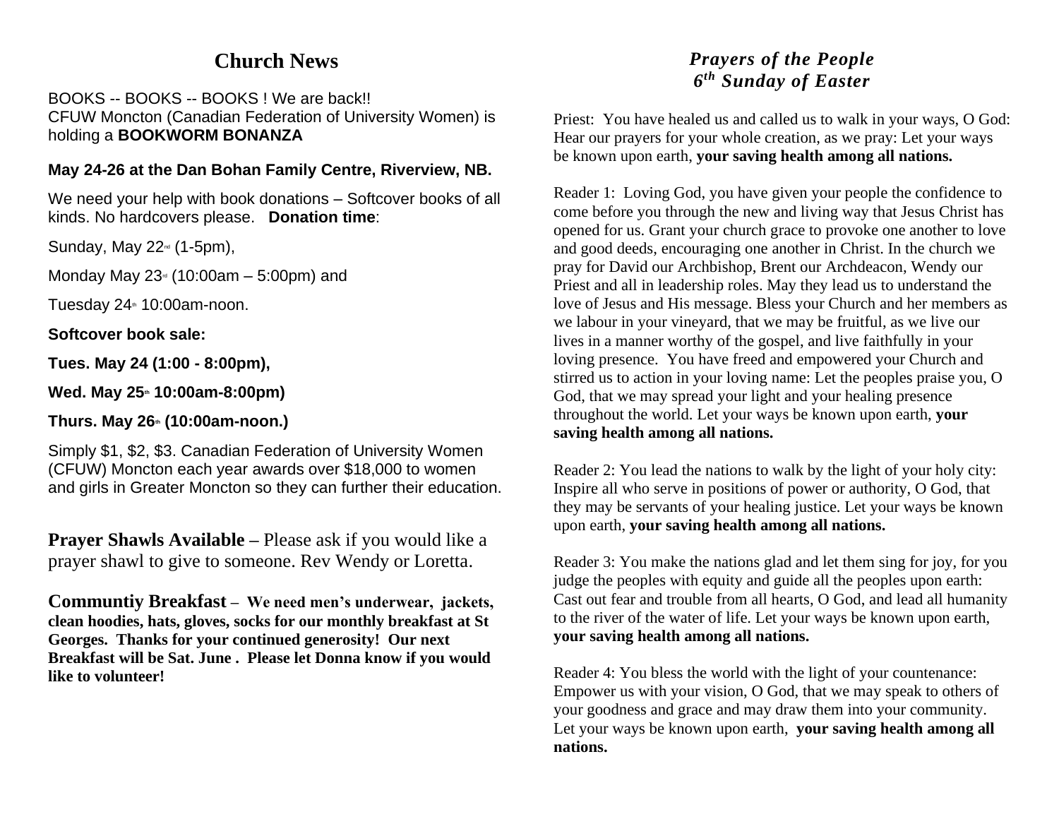## Church News

BOOKS -- BOOKS -- BOOKS ! We are back!!
CFUW Moncton (Canadian Federation of University Women) is holding a **BOOKWORM BONANZA**

**May 24-26 at the Dan Bohan Family Centre, Riverview, NB.**

We need your help with book donations – Softcover books of all kinds. No hardcovers please. **Donation time**:

Sunday, May 22nd (1-5pm),

Monday May 23rd (10:00am – 5:00pm) and

Tuesday 24th 10:00am-noon.

**Softcover book sale:**

**Tues. May 24 (1:00 - 8:00pm),**

**Wed. May 25th 10:00am-8:00pm)**

**Thurs. May 26th (10:00am-noon.)**

Simply $1, $2, $3. Canadian Federation of University Women (CFUW) Moncton each year awards over $18,000 to women and girls in Greater Moncton so they can further their education.

**Prayer Shawls Available** – Please ask if you would like a prayer shawl to give to someone. Rev Wendy or Loretta.

**Communtiy Breakfast** – **We need men's underwear, jackets, clean hoodies, hats, gloves, socks for our monthly breakfast at St Georges. Thanks for your continued generosity! Our next Breakfast will be Sat. June . Please let Donna know if you would like to volunteer!**

## *Prayers of the People*
## *6th Sunday of Easter*

Priest: You have healed us and called us to walk in your ways, O God: Hear our prayers for your whole creation, as we pray: Let your ways be known upon earth, **your saving health among all nations.**

Reader 1: Loving God, you have given your people the confidence to come before you through the new and living way that Jesus Christ has opened for us. Grant your church grace to provoke one another to love and good deeds, encouraging one another in Christ. In the church we pray for David our Archbishop, Brent our Archdeacon, Wendy our Priest and all in leadership roles. May they lead us to understand the love of Jesus and His message. Bless your Church and her members as we labour in your vineyard, that we may be fruitful, as we live our lives in a manner worthy of the gospel, and live faithfully in your loving presence. You have freed and empowered your Church and stirred us to action in your loving name: Let the peoples praise you, O God, that we may spread your light and your healing presence throughout the world. Let your ways be known upon earth, **your saving health among all nations.**

Reader 2: You lead the nations to walk by the light of your holy city: Inspire all who serve in positions of power or authority, O God, that they may be servants of your healing justice. Let your ways be known upon earth, **your saving health among all nations.**

Reader 3: You make the nations glad and let them sing for joy, for you judge the peoples with equity and guide all the peoples upon earth: Cast out fear and trouble from all hearts, O God, and lead all humanity to the river of the water of life. Let your ways be known upon earth, **your saving health among all nations.**

Reader 4: You bless the world with the light of your countenance: Empower us with your vision, O God, that we may speak to others of your goodness and grace and may draw them into your community. Let your ways be known upon earth, **your saving health among all nations.**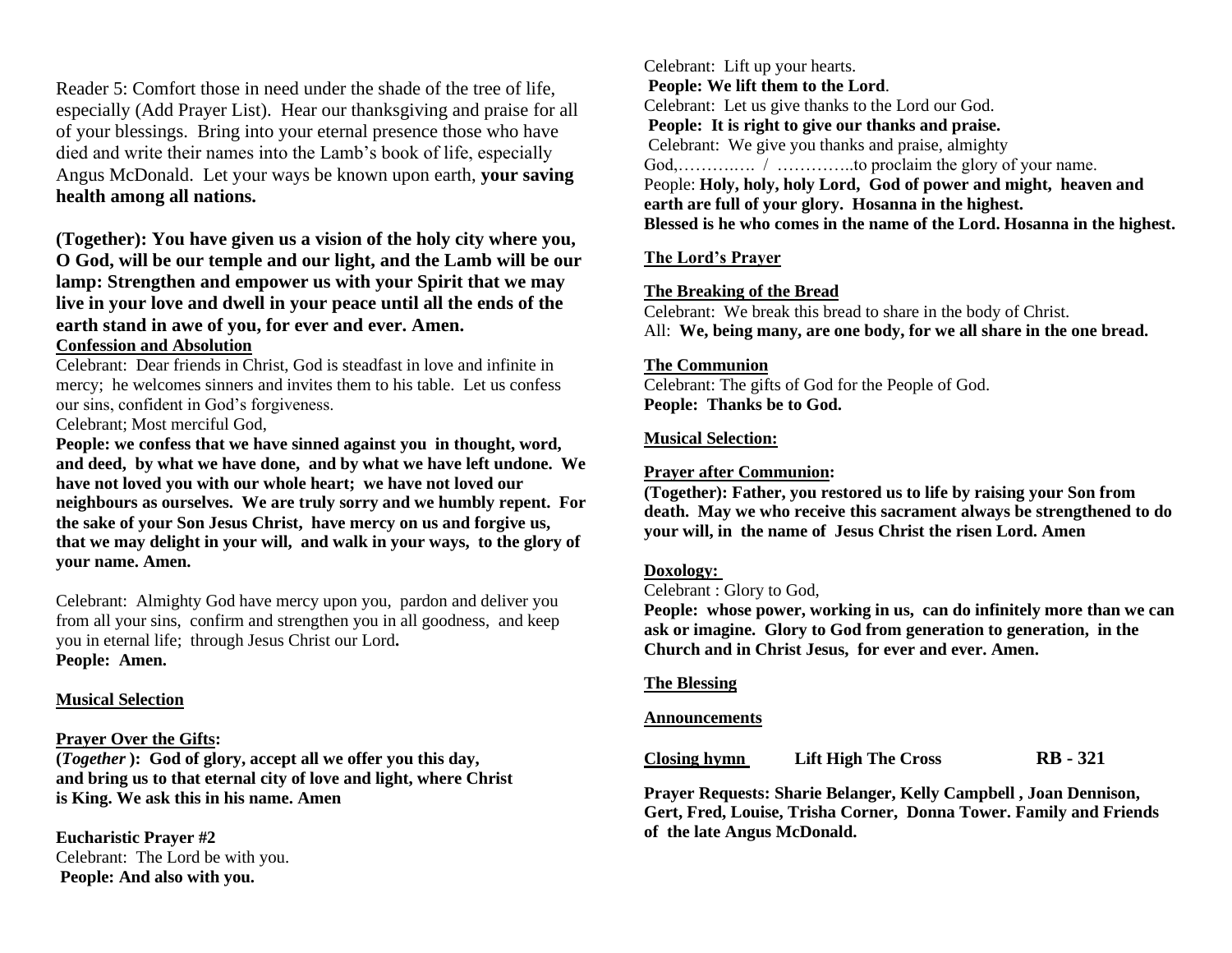Reader 5: Comfort those in need under the shade of the tree of life, especially (Add Prayer List). Hear our thanksgiving and praise for all of your blessings. Bring into your eternal presence those who have died and write their names into the Lamb's book of life, especially Angus McDonald. Let your ways be known upon earth, **your saving health among all nations.**

**(Together): You have given us a vision of the holy city where you, O God, will be our temple and our light, and the Lamb will be our lamp: Strengthen and empower us with your Spirit that we may live in your love and dwell in your peace until all the ends of the earth stand in awe of you, for ever and ever. Amen.**

**Confession and Absolution**

Celebrant: Dear friends in Christ, God is steadfast in love and infinite in mercy; he welcomes sinners and invites them to his table. Let us confess our sins, confident in God's forgiveness.

Celebrant; Most merciful God,

**People: we confess that we have sinned against you in thought, word, and deed, by what we have done, and by what we have left undone. We have not loved you with our whole heart; we have not loved our neighbours as ourselves. We are truly sorry and we humbly repent. For the sake of your Son Jesus Christ, have mercy on us and forgive us, that we may delight in your will, and walk in your ways, to the glory of your name. Amen.**

Celebrant: Almighty God have mercy upon you, pardon and deliver you from all your sins, confirm and strengthen you in all goodness, and keep you in eternal life; through Jesus Christ our Lord.

**People: Amen.**

**Musical Selection**

**Prayer Over the Gifts:**

**(*Together*): God of glory, accept all we offer you this day, and bring us to that eternal city of love and light, where Christ is King. We ask this in his name. Amen**

**Eucharistic Prayer #2**

Celebrant: The Lord be with you.

**People: And also with you.**

Celebrant: Lift up your hearts.

**People: We lift them to the Lord**.

Celebrant: Let us give thanks to the Lord our God.

**People: It is right to give our thanks and praise.**

Celebrant: We give you thanks and praise, almighty God,………..… / …………..to proclaim the glory of your name.

People: **Holy, holy, holy Lord, God of power and might, heaven and earth are full of your glory. Hosanna in the highest. Blessed is he who comes in the name of the Lord. Hosanna in the highest.**

**The Lord's Prayer**

**The Breaking of the Bread**

Celebrant: We break this bread to share in the body of Christ.

All: **We, being many, are one body, for we all share in the one bread.**

**The Communion**

Celebrant: The gifts of God for the People of God.

**People: Thanks be to God.**

**Musical Selection:**

**Prayer after Communion:**

**(Together): Father, you restored us to life by raising your Son from death. May we who receive this sacrament always be strengthened to do your will, in the name of Jesus Christ the risen Lord. Amen**

**Doxology:**

Celebrant : Glory to God,

**People: whose power, working in us, can do infinitely more than we can ask or imagine. Glory to God from generation to generation, in the Church and in Christ Jesus, for ever and ever. Amen.**

**The Blessing**

**Announcements**

**Closing hymn** **Lift High The Cross** **RB - 321**

**Prayer Requests: Sharie Belanger, Kelly Campbell , Joan Dennison, Gert, Fred, Louise, Trisha Corner, Donna Tower. Family and Friends of the late Angus McDonald.**